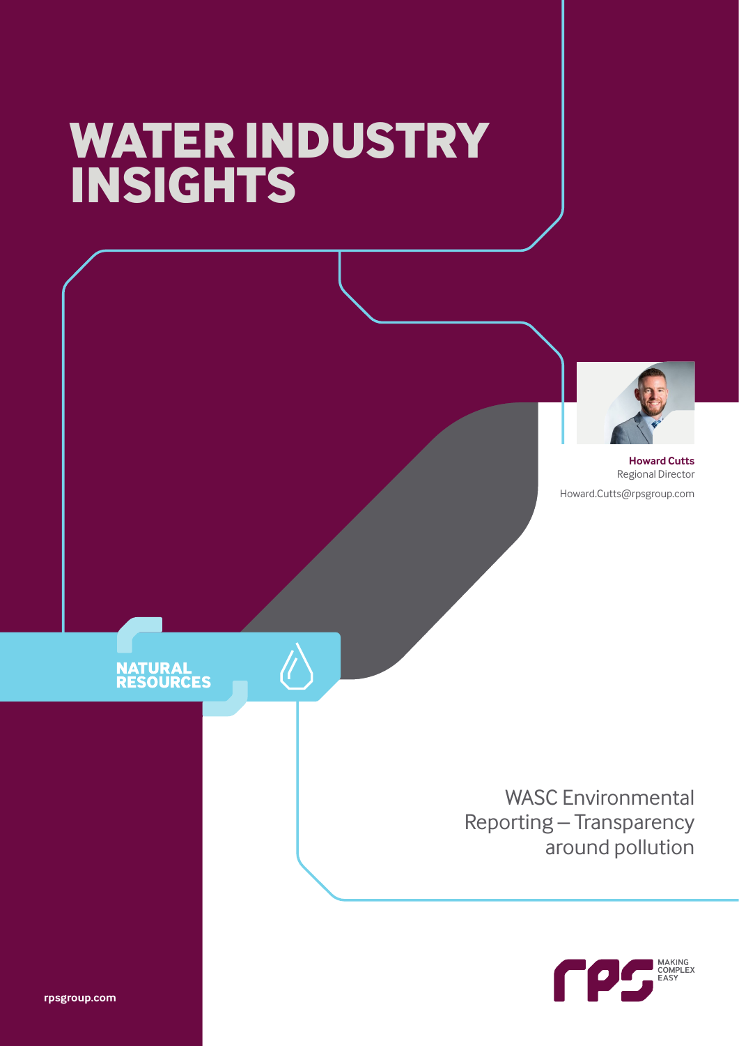# WATER INDUSTRY INSIGHTS

**Howard Cutts**
Regional Director
Howard.Cutts@rpsgroup.com

NATURAL RESOURCES

## WASC Environmental Reporting – Transparency around pollution

rpsgroup.com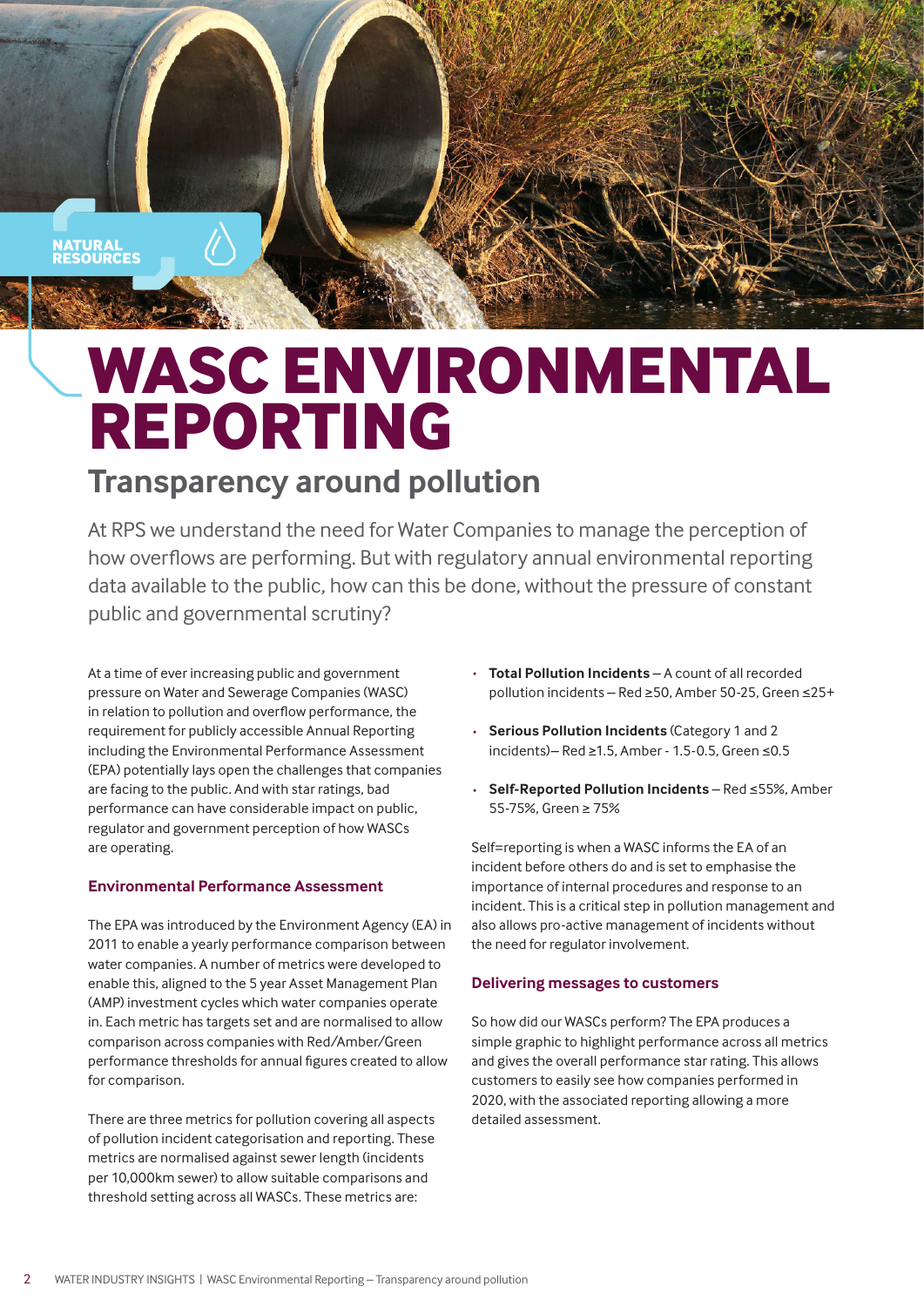NATURAL RESOURCES

# WASC ENVIRONMENTAL REPORTING

## Transparency around pollution

At RPS we understand the need for Water Companies to manage the perception of how overflows are performing. But with regulatory annual environmental reporting data available to the public, how can this be done, without the pressure of constant public and governmental scrutiny?

At a time of ever increasing public and government pressure on Water and Sewerage Companies (WASC) in relation to pollution and overflow performance, the requirement for publicly accessible Annual Reporting including the Environmental Performance Assessment (EPA) potentially lays open the challenges that companies are facing to the public. And with star ratings, bad performance can have considerable impact on public, regulator and government perception of how WASCs are operating.

### Environmental Performance Assessment

The EPA was introduced by the Environment Agency (EA) in 2011 to enable a yearly performance comparison between water companies. A number of metrics were developed to enable this, aligned to the 5 year Asset Management Plan (AMP) investment cycles which water companies operate in. Each metric has targets set and are normalised to allow comparison across companies with Red/Amber/Green performance thresholds for annual figures created to allow for comparison.

There are three metrics for pollution covering all aspects of pollution incident categorisation and reporting. These metrics are normalised against sewer length (incidents per 10,000km sewer) to allow suitable comparisons and threshold setting across all WASCs. These metrics are:

- **Total Pollution Incidents** – A count of all recorded pollution incidents – Red ≥50, Amber 50-25, Green ≤25+
- **Serious Pollution Incidents** (Category 1 and 2 incidents)– Red ≥1.5, Amber - 1.5-0.5, Green ≤0.5
- **Self-Reported Pollution Incidents** – Red ≤55%, Amber 55-75%, Green ≥ 75%

Self=reporting is when a WASC informs the EA of an incident before others do and is set to emphasise the importance of internal procedures and response to an incident. This is a critical step in pollution management and also allows pro-active management of incidents without the need for regulator involvement.

### Delivering messages to customers

So how did our WASCs perform? The EPA produces a simple graphic to highlight performance across all metrics and gives the overall performance star rating. This allows customers to easily see how companies performed in 2020, with the associated reporting allowing a more detailed assessment.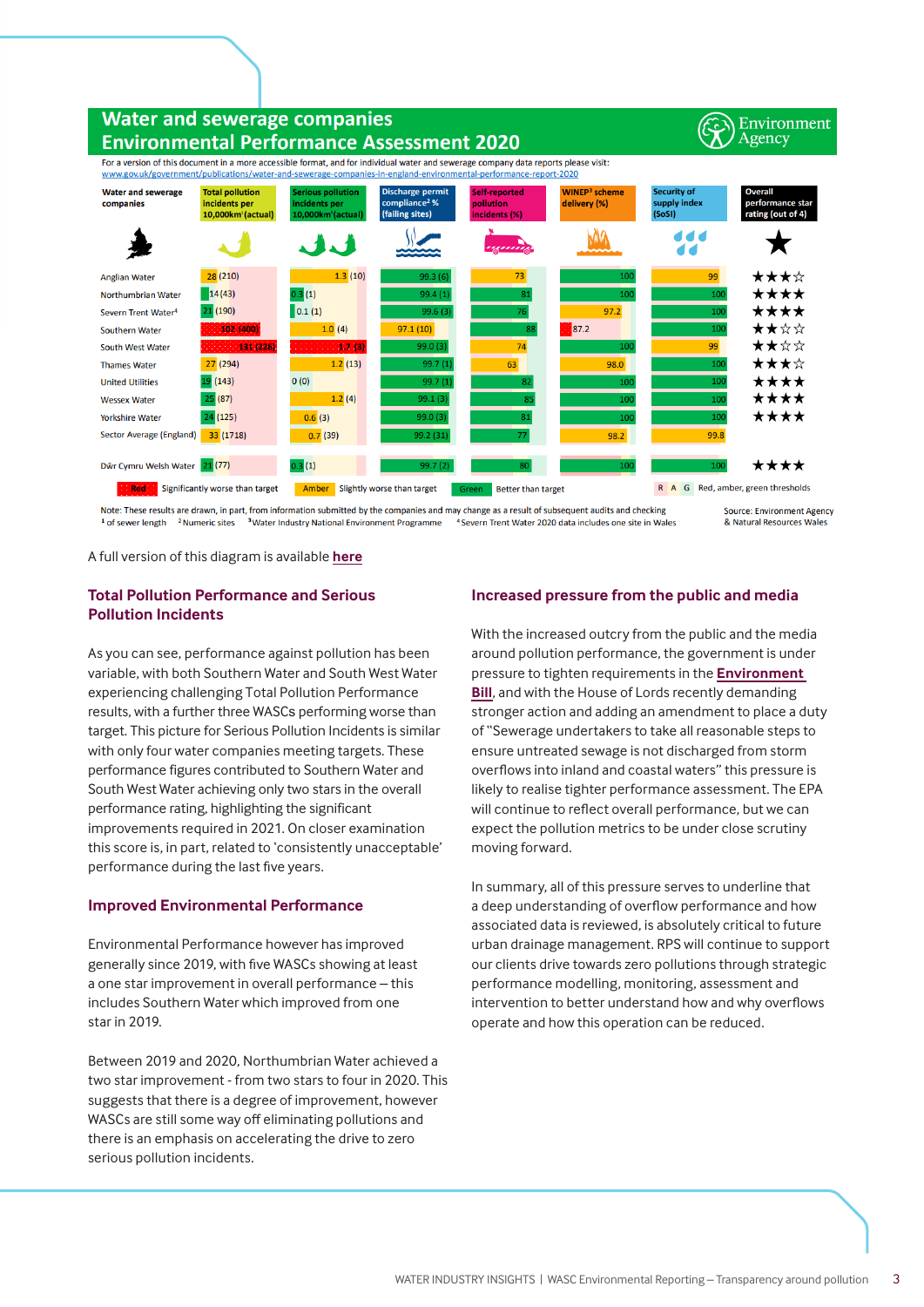## Water and sewerage companies Environmental Performance Assessment 2020

Environment Agency

For a version of this document in a more accessible format, and for individual water and sewerage company data reports please visit:
www.gov.uk/government/publications/water-and-sewerage-companies-in-england-environmental-performance-report-2020

| Water and sewerage companies | Total pollution incidents per 10,000km[1] (actual) | Serious pollution incidents per 10,000km[1] (actual) | Discharge permit compliance[2] % (failing sites) | Self-reported pollution incidents (%) | WINEP[3] scheme delivery (%) | Security of supply index (SoSI) | Overall performance star rating (out of 4) |
|---|---|---|---|---|---|---|---|
| Anglian Water | 28 (210) | 1.3 (10) | 99.3 (6) | 73 | 100 | 99 | ★★★☆ |
| Northumbrian Water | 14 (43) | 0.3 (1) | 99.4 (1) | 81 | 100 | 100 | ★★★★ |
| Severn Trent Water[4] | 21 (190) | 0.1 (1) | 99.6 (3) | 76 | 97.2 | 100 | ★★★★ |
| Southern Water | 102 (400) | 1.0 (4) | 97.1 (10) | 88 | 87.2 | 100 | ★★☆☆ |
| South West Water | 131 (226) | 1.7 (3) | 99.0 (3) | 74 | 100 | 99 | ★★☆☆ |
| Thames Water | 27 (294) | 1.2 (13) | 99.7 (1) | 63 | 98.0 | 100 | ★★★☆ |
| United Utilities | 19 (143) | 0 (0) | 99.7 (1) | 82 | 100 | 100 | ★★★★ |
| Wessex Water | 25 (87) | 1.2 (4) | 99.1 (3) | 85 | 100 | 100 | ★★★★ |
| Yorkshire Water | 24 (125) | 0.6 (3) | 99.0 (3) | 81 | 100 | 100 | ★★★★ |
| Sector Average (England) | 33 (1718) | 0.7 (39) | 99.2 (31) | 77 | 98.2 | 99.8 | |
| Dŵr Cymru Welsh Water | 21 (77) | 0.3 (1) | 99.7 (2) | 80 | 100 | 100 | ★★★★ |

Red: Significantly worse than target | Amber: Slightly worse than target | Green: Better than target | R A G Red, amber, green thresholds

Note: These results are drawn, in part, from information submitted by the companies and may change as a result of subsequent audits and checking
[1] of sewer length [2] Numeric sites [3] Water Industry National Environment Programme [4] Severn Trent Water 2020 data includes one site in Wales

Source: Environment Agency & Natural Resources Wales

A full version of this diagram is available here

### Total Pollution Performance and Serious Pollution Incidents

As you can see, performance against pollution has been variable, with both Southern Water and South West Water experiencing challenging Total Pollution Performance results, with a further three WASCs performing worse than target. This picture for Serious Pollution Incidents is similar with only four water companies meeting targets. These performance figures contributed to Southern Water and South West Water achieving only two stars in the overall performance rating, highlighting the significant improvements required in 2021. On closer examination this score is, in part, related to 'consistently unacceptable' performance during the last five years.

### Improved Environmental Performance

Environmental Performance however has improved generally since 2019, with five WASCs showing at least a one star improvement in overall performance – this includes Southern Water which improved from one star in 2019.

Between 2019 and 2020, Northumbrian Water achieved a two star improvement - from two stars to four in 2020. This suggests that there is a degree of improvement, however WASCs are still some way off eliminating pollutions and there is an emphasis on accelerating the drive to zero serious pollution incidents.

### Increased pressure from the public and media

With the increased outcry from the public and the media around pollution performance, the government is under pressure to tighten requirements in the **Environment Bill**, and with the House of Lords recently demanding stronger action and adding an amendment to place a duty of "Sewerage undertakers to take all reasonable steps to ensure untreated sewage is not discharged from storm overflows into inland and coastal waters" this pressure is likely to realise tighter performance assessment. The EPA will continue to reflect overall performance, but we can expect the pollution metrics to be under close scrutiny moving forward.

In summary, all of this pressure serves to underline that a deep understanding of overflow performance and how associated data is reviewed, is absolutely critical to future urban drainage management. RPS will continue to support our clients drive towards zero pollutions through strategic performance modelling, monitoring, assessment and intervention to better understand how and why overflows operate and how this operation can be reduced.